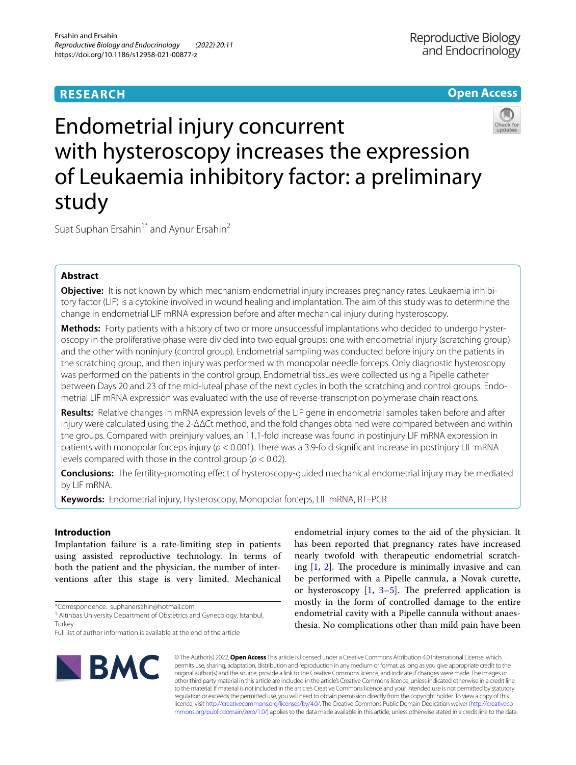RESEARCH

Open Access

# Endometrial injury concurrent with hysteroscopy increases the expression of Leukaemia inhibitory factor: a preliminary study

Suat Suphan Ersahin[1*] and Aynur Ersahin[2]

## Abstract

**Objective:** It is not known by which mechanism endometrial injury increases pregnancy rates. Leukaemia inhibitory factor (LIF) is a cytokine involved in wound healing and implantation. The aim of this study was to determine the change in endometrial LIF mRNA expression before and after mechanical injury during hysteroscopy.

**Methods:** Forty patients with a history of two or more unsuccessful implantations who decided to undergo hysteroscopy in the proliferative phase were divided into two equal groups: one with endometrial injury (scratching group) and the other with noninjury (control group). Endometrial sampling was conducted before injury on the patients in the scratching group, and then injury was performed with monopolar needle forceps. Only diagnostic hysteroscopy was performed on the patients in the control group. Endometrial tissues were collected using a Pipelle catheter between Days 20 and 23 of the mid-luteal phase of the next cycles in both the scratching and control groups. Endometrial LIF mRNA expression was evaluated with the use of reverse-transcription polymerase chain reactions.

**Results:** Relative changes in mRNA expression levels of the LIF gene in endometrial samples taken before and after injury were calculated using the 2-ΔΔCt method, and the fold changes obtained were compared between and within the groups. Compared with preinjury values, an 11.1-fold increase was found in postinjury LIF mRNA expression in patients with monopolar forceps injury ($p < 0.001$). There was a 3.9-fold significant increase in postinjury LIF mRNA levels compared with those in the control group ($p < 0.02$).

**Conclusions:** The fertility-promoting effect of hysteroscopy-guided mechanical endometrial injury may be mediated by LIF mRNA.

**Keywords:** Endometrial injury, Hysteroscopy, Monopolar forceps, LIF mRNA, RT–PCR

## Introduction

Implantation failure is a rate-limiting step in patients using assisted reproductive technology. In terms of both the patient and the physician, the number of interventions after this stage is very limited. Mechanical endometrial injury comes to the aid of the physician. It has been reported that pregnancy rates have increased nearly twofold with therapeutic endometrial scratching [1, 2]. The procedure is minimally invasive and can be performed with a Pipelle cannula, a Novak curette, or hysteroscopy [1, 3–5]. The preferred application is mostly in the form of controlled damage to the entire endometrial cavity with a Pipelle cannula without anaesthesia. No complications other than mild pain have been

*Correspondence: suphanersahin@hotmail.com

[1] Altınbas University Department of Obstetrics and Gynecology, Istanbul, Turkey

Full list of author information is available at the end of the article

© The Author(s) 2022. **Open Access** This article is licensed under a Creative Commons Attribution 4.0 International License, which permits use, sharing, adaptation, distribution and reproduction in any medium or format, as long as you give appropriate credit to the original author(s) and the source, provide a link to the Creative Commons licence, and indicate if changes were made. The images or other third party material in this article are included in the article's Creative Commons licence, unless indicated otherwise in a credit line to the material. If material is not included in the article's Creative Commons licence and your intended use is not permitted by statutory regulation or exceeds the permitted use, you will need to obtain permission directly from the copyright holder. To view a copy of this licence, visit http://creativecommons.org/licenses/by/4.0/. The Creative Commons Public Domain Dedication waiver (http://creativecommons.org/publicdomain/zero/1.0/) applies to the data made available in this article, unless otherwise stated in a credit line to the data.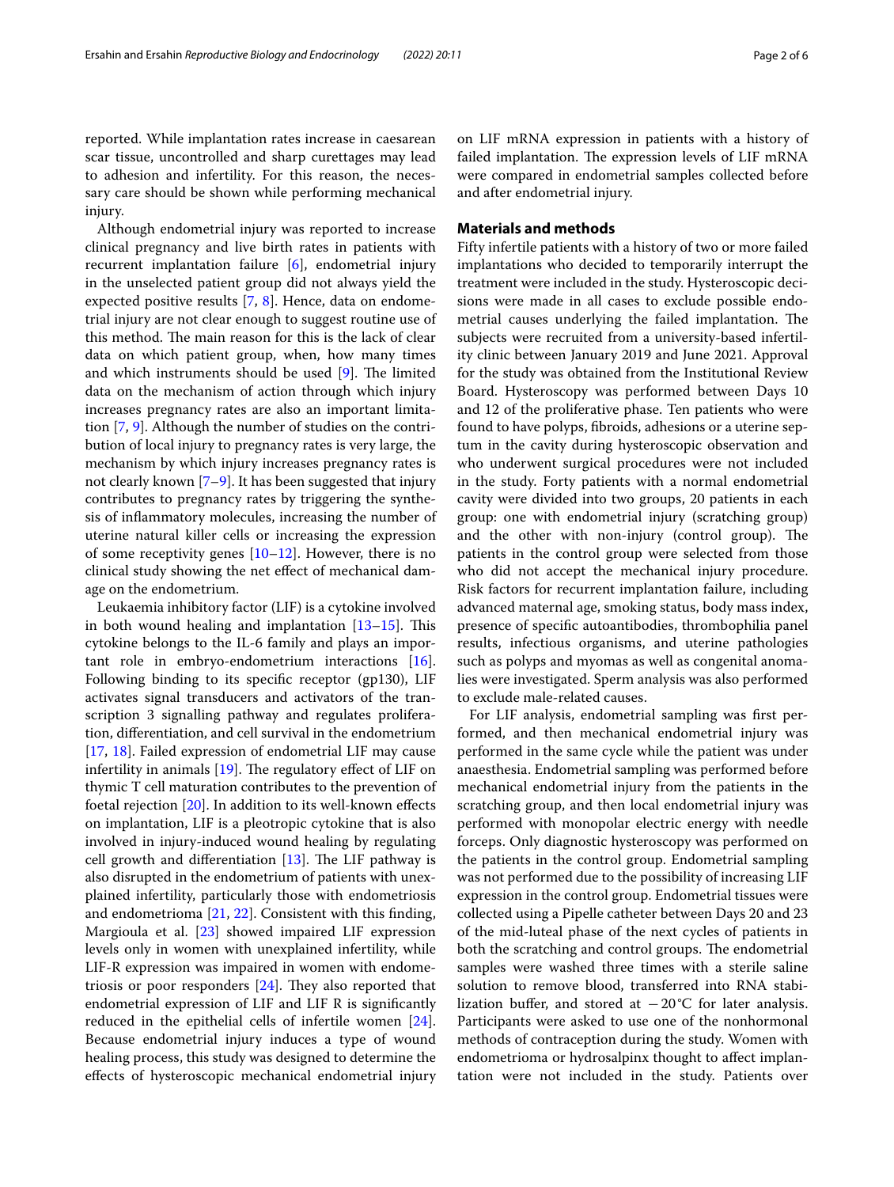reported. While implantation rates increase in caesarean scar tissue, uncontrolled and sharp curettages may lead to adhesion and infertility. For this reason, the necessary care should be shown while performing mechanical injury.

Although endometrial injury was reported to increase clinical pregnancy and live birth rates in patients with recurrent implantation failure [6], endometrial injury in the unselected patient group did not always yield the expected positive results [7, 8]. Hence, data on endometrial injury are not clear enough to suggest routine use of this method. The main reason for this is the lack of clear data on which patient group, when, how many times and which instruments should be used [9]. The limited data on the mechanism of action through which injury increases pregnancy rates are also an important limitation [7, 9]. Although the number of studies on the contribution of local injury to pregnancy rates is very large, the mechanism by which injury increases pregnancy rates is not clearly known [7–9]. It has been suggested that injury contributes to pregnancy rates by triggering the synthesis of inflammatory molecules, increasing the number of uterine natural killer cells or increasing the expression of some receptivity genes [10–12]. However, there is no clinical study showing the net effect of mechanical damage on the endometrium.

Leukaemia inhibitory factor (LIF) is a cytokine involved in both wound healing and implantation [13–15]. This cytokine belongs to the IL-6 family and plays an important role in embryo-endometrium interactions [16]. Following binding to its specific receptor (gp130), LIF activates signal transducers and activators of the transcription 3 signalling pathway and regulates proliferation, differentiation, and cell survival in the endometrium [17, 18]. Failed expression of endometrial LIF may cause infertility in animals [19]. The regulatory effect of LIF on thymic T cell maturation contributes to the prevention of foetal rejection [20]. In addition to its well-known effects on implantation, LIF is a pleotropic cytokine that is also involved in injury-induced wound healing by regulating cell growth and differentiation [13]. The LIF pathway is also disrupted in the endometrium of patients with unexplained infertility, particularly those with endometriosis and endometrioma [21, 22]. Consistent with this finding, Margioula et al. [23] showed impaired LIF expression levels only in women with unexplained infertility, while LIF-R expression was impaired in women with endometriosis or poor responders [24]. They also reported that endometrial expression of LIF and LIF R is significantly reduced in the epithelial cells of infertile women [24]. Because endometrial injury induces a type of wound healing process, this study was designed to determine the effects of hysteroscopic mechanical endometrial injury on LIF mRNA expression in patients with a history of failed implantation. The expression levels of LIF mRNA were compared in endometrial samples collected before and after endometrial injury.

## Materials and methods

Fifty infertile patients with a history of two or more failed implantations who decided to temporarily interrupt the treatment were included in the study. Hysteroscopic decisions were made in all cases to exclude possible endometrial causes underlying the failed implantation. The subjects were recruited from a university-based infertility clinic between January 2019 and June 2021. Approval for the study was obtained from the Institutional Review Board. Hysteroscopy was performed between Days 10 and 12 of the proliferative phase. Ten patients who were found to have polyps, fibroids, adhesions or a uterine septum in the cavity during hysteroscopic observation and who underwent surgical procedures were not included in the study. Forty patients with a normal endometrial cavity were divided into two groups, 20 patients in each group: one with endometrial injury (scratching group) and the other with non-injury (control group). The patients in the control group were selected from those who did not accept the mechanical injury procedure. Risk factors for recurrent implantation failure, including advanced maternal age, smoking status, body mass index, presence of specific autoantibodies, thrombophilia panel results, infectious organisms, and uterine pathologies such as polyps and myomas as well as congenital anomalies were investigated. Sperm analysis was also performed to exclude male-related causes.

For LIF analysis, endometrial sampling was first performed, and then mechanical endometrial injury was performed in the same cycle while the patient was under anaesthesia. Endometrial sampling was performed before mechanical endometrial injury from the patients in the scratching group, and then local endometrial injury was performed with monopolar electric energy with needle forceps. Only diagnostic hysteroscopy was performed on the patients in the control group. Endometrial sampling was not performed due to the possibility of increasing LIF expression in the control group. Endometrial tissues were collected using a Pipelle catheter between Days 20 and 23 of the mid-luteal phase of the next cycles of patients in both the scratching and control groups. The endometrial samples were washed three times with a sterile saline solution to remove blood, transferred into RNA stabilization buffer, and stored at −20 °C for later analysis. Participants were asked to use one of the nonhormonal methods of contraception during the study. Women with endometrioma or hydrosalpinx thought to affect implantation were not included in the study. Patients over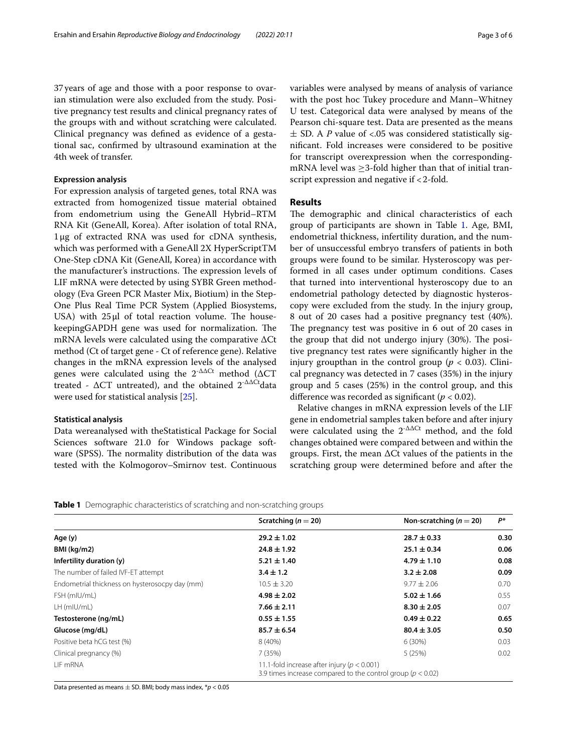37 years of age and those with a poor response to ovarian stimulation were also excluded from the study. Positive pregnancy test results and clinical pregnancy rates of the groups with and without scratching were calculated. Clinical pregnancy was defined as evidence of a gestational sac, confirmed by ultrasound examination at the 4th week of transfer.

### Expression analysis

For expression analysis of targeted genes, total RNA was extracted from homogenized tissue material obtained from endometrium using the GeneAll Hybrid–RTM RNA Kit (GeneAll, Korea). After isolation of total RNA, 1 μg of extracted RNA was used for cDNA synthesis, which was performed with a GeneAll 2X HyperScriptTM One-Step cDNA Kit (GeneAll, Korea) in accordance with the manufacturer's instructions. The expression levels of LIF mRNA were detected by using SYBR Green methodology (Eva Green PCR Master Mix, Biotium) in the Step-One Plus Real Time PCR System (Applied Biosystems, USA) with 25 μl of total reaction volume. The housekeepingGAPDH gene was used for normalization. The mRNA levels were calculated using the comparative ΔCt method (Ct of target gene - Ct of reference gene). Relative changes in the mRNA expression levels of the analysed genes were calculated using the $2^{-\Delta\Delta Ct}$ method (ΔCT treated - ΔCT untreated), and the obtained $2^{-\Delta\Delta Ct}$data were used for statistical analysis [25].

### Statistical analysis

Data wereanalysed with theStatistical Package for Social Sciences software 21.0 for Windows package software (SPSS). The normality distribution of the data was tested with the Kolmogorov–Smirnov test. Continuous variables were analysed by means of analysis of variance with the post hoc Tukey procedure and Mann–Whitney U test. Categorical data were analysed by means of the Pearson chi-square test. Data are presented as the means ± SD. A *P* value of <.05 was considered statistically significant. Fold increases were considered to be positive for transcript overexpression when the corresponding-mRNA level was ≥3-fold higher than that of initial transcript expression and negative if <2-fold.

## Results

The demographic and clinical characteristics of each group of participants are shown in Table 1. Age, BMI, endometrial thickness, infertility duration, and the number of unsuccessful embryo transfers of patients in both groups were found to be similar. Hysteroscopy was performed in all cases under optimum conditions. Cases that turned into interventional hysteroscopy due to an endometrial pathology detected by diagnostic hysteroscopy were excluded from the study. In the injury group, 8 out of 20 cases had a positive pregnancy test (40%). The pregnancy test was positive in 6 out of 20 cases in the group that did not undergo injury (30%). The positive pregnancy test rates were significantly higher in the injury groupthan in the control group ($p < 0.03$). Clinical pregnancy was detected in 7 cases (35%) in the injury group and 5 cases (25%) in the control group, and this difference was recorded as significant ($p < 0.02$).

Relative changes in mRNA expression levels of the LIF gene in endometrial samples taken before and after injury were calculated using the $2^{-\Delta\Delta Ct}$ method, and the fold changes obtained were compared between and within the groups. First, the mean ΔCt values of the patients in the scratching group were determined before and after the

**Table 1** Demographic characteristics of scratching and non-scratching groups

| | Scratching ($n = 20$) | Non-scratching ($n = 20$) | $P$* |
|---|---|---|---|
| **Age (y)** | **29.2 ± 1.02** | **28.7 ± 0.33** | **0.30** |
| **BMI (kg/m2)** | **24.8 ± 1.92** | **25.1 ± 0.34** | **0.06** |
| **Infertility duration (y)** | **5.21 ± 1.40** | **4.79 ± 1.10** | **0.08** |
| The number of failed IVF-ET attempt | **3.4 ± 1.2** | **3.2 ± 2.08** | **0.09** |
| Endometrial thickness on hysterosocpy day (mm) | 10.5 ± 3.20 | 9.77 ± 2.06 | 0.70 |
| FSH (mIU/mL) | **4.98 ± 2.02** | **5.02 ± 1.66** | 0.55 |
| LH (mIU/mL) | **7.66 ± 2.11** | **8.30 ± 2.05** | 0.07 |
| **Testosterone (ng/mL)** | **0.55 ± 1.55** | **0.49 ± 0.22** | **0.65** |
| **Glucose (mg/dL)** | **85.7 ± 6.54** | **80.4 ± 3.05** | **0.50** |
| Positive beta hCG test (%) | 8 (40%) | 6 (30%) | 0.03 |
| Clinical pregnancy (%) | 7 (35%) | 5 (25%) | 0.02 |
| LIF mRNA | 11.1-fold increase after injury ($p < 0.001$)<br>3.9 times increase compared to the control group ($p < 0.02$) | | |

Data presented as means ± SD. BMI; body mass index, *$p < 0.05$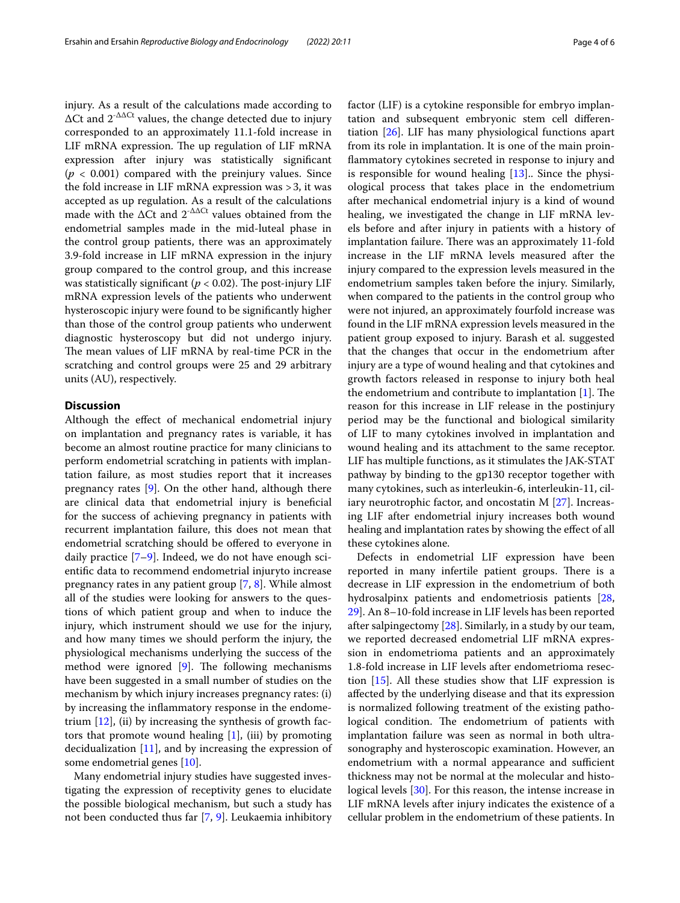injury. As a result of the calculations made according to ΔCt and $2^{-\Delta\Delta Ct}$ values, the change detected due to injury corresponded to an approximately 11.1-fold increase in LIF mRNA expression. The up regulation of LIF mRNA expression after injury was statistically significant ($p < 0.001$) compared with the preinjury values. Since the fold increase in LIF mRNA expression was >3, it was accepted as up regulation. As a result of the calculations made with the ΔCt and $2^{-\Delta\Delta Ct}$ values obtained from the endometrial samples made in the mid-luteal phase in the control group patients, there was an approximately 3.9-fold increase in LIF mRNA expression in the injury group compared to the control group, and this increase was statistically significant ($p < 0.02$). The post-injury LIF mRNA expression levels of the patients who underwent hysteroscopic injury were found to be significantly higher than those of the control group patients who underwent diagnostic hysteroscopy but did not undergo injury. The mean values of LIF mRNA by real-time PCR in the scratching and control groups were 25 and 29 arbitrary units (AU), respectively.

## Discussion

Although the effect of mechanical endometrial injury on implantation and pregnancy rates is variable, it has become an almost routine practice for many clinicians to perform endometrial scratching in patients with implantation failure, as most studies report that it increases pregnancy rates [9]. On the other hand, although there are clinical data that endometrial injury is beneficial for the success of achieving pregnancy in patients with recurrent implantation failure, this does not mean that endometrial scratching should be offered to everyone in daily practice [7–9]. Indeed, we do not have enough scientific data to recommend endometrial injuryto increase pregnancy rates in any patient group [7, 8]. While almost all of the studies were looking for answers to the questions of which patient group and when to induce the injury, which instrument should we use for the injury, and how many times we should perform the injury, the physiological mechanisms underlying the success of the method were ignored [9]. The following mechanisms have been suggested in a small number of studies on the mechanism by which injury increases pregnancy rates: (i) by increasing the inflammatory response in the endometrium [12], (ii) by increasing the synthesis of growth factors that promote wound healing [1], (iii) by promoting decidualization [11], and by increasing the expression of some endometrial genes [10].

Many endometrial injury studies have suggested investigating the expression of receptivity genes to elucidate the possible biological mechanism, but such a study has not been conducted thus far [7, 9]. Leukaemia inhibitory factor (LIF) is a cytokine responsible for embryo implantation and subsequent embryonic stem cell differentiation [26]. LIF has many physiological functions apart from its role in implantation. It is one of the main proinflammatory cytokines secreted in response to injury and is responsible for wound healing [13].. Since the physiological process that takes place in the endometrium after mechanical endometrial injury is a kind of wound healing, we investigated the change in LIF mRNA levels before and after injury in patients with a history of implantation failure. There was an approximately 11-fold increase in the LIF mRNA levels measured after the injury compared to the expression levels measured in the endometrium samples taken before the injury. Similarly, when compared to the patients in the control group who were not injured, an approximately fourfold increase was found in the LIF mRNA expression levels measured in the patient group exposed to injury. Barash et al. suggested that the changes that occur in the endometrium after injury are a type of wound healing and that cytokines and growth factors released in response to injury both heal the endometrium and contribute to implantation [1]. The reason for this increase in LIF release in the postinjury period may be the functional and biological similarity of LIF to many cytokines involved in implantation and wound healing and its attachment to the same receptor. LIF has multiple functions, as it stimulates the JAK-STAT pathway by binding to the gp130 receptor together with many cytokines, such as interleukin-6, interleukin-11, ciliary neurotrophic factor, and oncostatin M [27]. Increasing LIF after endometrial injury increases both wound healing and implantation rates by showing the effect of all these cytokines alone.

Defects in endometrial LIF expression have been reported in many infertile patient groups. There is a decrease in LIF expression in the endometrium of both hydrosalpinx patients and endometriosis patients [28, 29]. An 8–10-fold increase in LIF levels has been reported after salpingectomy [28]. Similarly, in a study by our team, we reported decreased endometrial LIF mRNA expression in endometrioma patients and an approximately 1.8-fold increase in LIF levels after endometrioma resection [15]. All these studies show that LIF expression is affected by the underlying disease and that its expression is normalized following treatment of the existing pathological condition. The endometrium of patients with implantation failure was seen as normal in both ultrasonography and hysteroscopic examination. However, an endometrium with a normal appearance and sufficient thickness may not be normal at the molecular and histological levels [30]. For this reason, the intense increase in LIF mRNA levels after injury indicates the existence of a cellular problem in the endometrium of these patients. In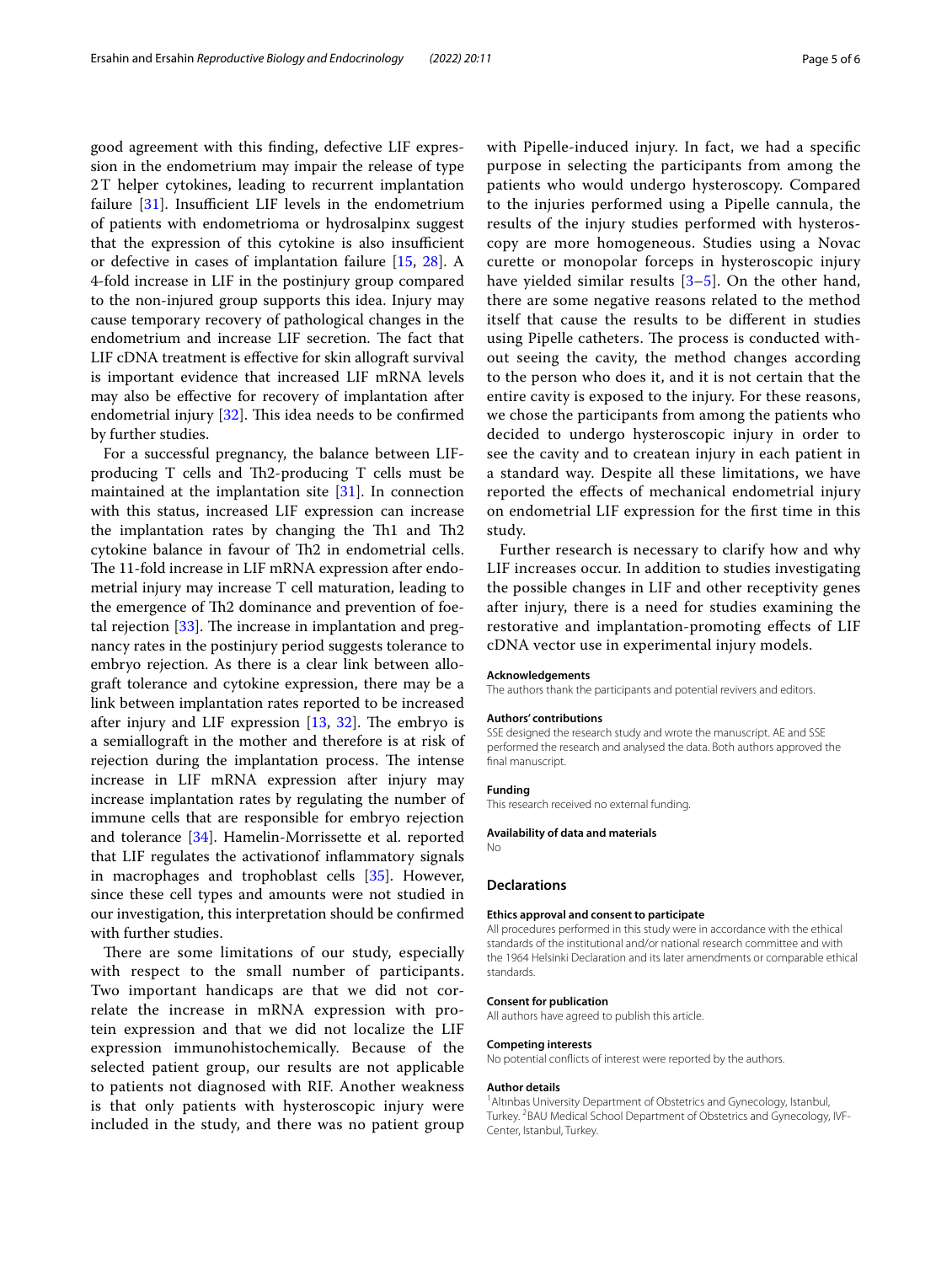good agreement with this finding, defective LIF expression in the endometrium may impair the release of type 2T helper cytokines, leading to recurrent implantation failure [31]. Insufficient LIF levels in the endometrium of patients with endometrioma or hydrosalpinx suggest that the expression of this cytokine is also insufficient or defective in cases of implantation failure [15, 28]. A 4-fold increase in LIF in the postinjury group compared to the non-injured group supports this idea. Injury may cause temporary recovery of pathological changes in the endometrium and increase LIF secretion. The fact that LIF cDNA treatment is effective for skin allograft survival is important evidence that increased LIF mRNA levels may also be effective for recovery of implantation after endometrial injury [32]. This idea needs to be confirmed by further studies.

For a successful pregnancy, the balance between LIF-producing T cells and Th2-producing T cells must be maintained at the implantation site [31]. In connection with this status, increased LIF expression can increase the implantation rates by changing the Th1 and Th2 cytokine balance in favour of Th2 in endometrial cells. The 11-fold increase in LIF mRNA expression after endometrial injury may increase T cell maturation, leading to the emergence of Th2 dominance and prevention of foetal rejection [33]. The increase in implantation and pregnancy rates in the postinjury period suggests tolerance to embryo rejection. As there is a clear link between allograft tolerance and cytokine expression, there may be a link between implantation rates reported to be increased after injury and LIF expression [13, 32]. The embryo is a semiallograft in the mother and therefore is at risk of rejection during the implantation process. The intense increase in LIF mRNA expression after injury may increase implantation rates by regulating the number of immune cells that are responsible for embryo rejection and tolerance [34]. Hamelin-Morrissette et al. reported that LIF regulates the activationof inflammatory signals in macrophages and trophoblast cells [35]. However, since these cell types and amounts were not studied in our investigation, this interpretation should be confirmed with further studies.

There are some limitations of our study, especially with respect to the small number of participants. Two important handicaps are that we did not correlate the increase in mRNA expression with protein expression and that we did not localize the LIF expression immunohistochemically. Because of the selected patient group, our results are not applicable to patients not diagnosed with RIF. Another weakness is that only patients with hysteroscopic injury were included in the study, and there was no patient group with Pipelle-induced injury. In fact, we had a specific purpose in selecting the participants from among the patients who would undergo hysteroscopy. Compared to the injuries performed using a Pipelle cannula, the results of the injury studies performed with hysteroscopy are more homogeneous. Studies using a Novac curette or monopolar forceps in hysteroscopic injury have yielded similar results [3–5]. On the other hand, there are some negative reasons related to the method itself that cause the results to be different in studies using Pipelle catheters. The process is conducted without seeing the cavity, the method changes according to the person who does it, and it is not certain that the entire cavity is exposed to the injury. For these reasons, we chose the participants from among the patients who decided to undergo hysteroscopic injury in order to see the cavity and to createan injury in each patient in a standard way. Despite all these limitations, we have reported the effects of mechanical endometrial injury on endometrial LIF expression for the first time in this study.

Further research is necessary to clarify how and why LIF increases occur. In addition to studies investigating the possible changes in LIF and other receptivity genes after injury, there is a need for studies examining the restorative and implantation-promoting effects of LIF cDNA vector use in experimental injury models.

#### Acknowledgements
The authors thank the participants and potential revivers and editors.

#### Authors' contributions
SSE designed the research study and wrote the manuscript. AE and SSE performed the research and analysed the data. Both authors approved the final manuscript.

#### Funding
This research received no external funding.

#### Availability of data and materials
No

## Declarations

#### Ethics approval and consent to participate
All procedures performed in this study were in accordance with the ethical standards of the institutional and/or national research committee and with the 1964 Helsinki Declaration and its later amendments or comparable ethical standards.

#### Consent for publication
All authors have agreed to publish this article.

#### Competing interests
No potential conflicts of interest were reported by the authors.

#### Author details
[1]Altınbas University Department of Obstetrics and Gynecology, Istanbul, Turkey. [2]BAU Medical School Department of Obstetrics and Gynecology, IVF-Center, Istanbul, Turkey.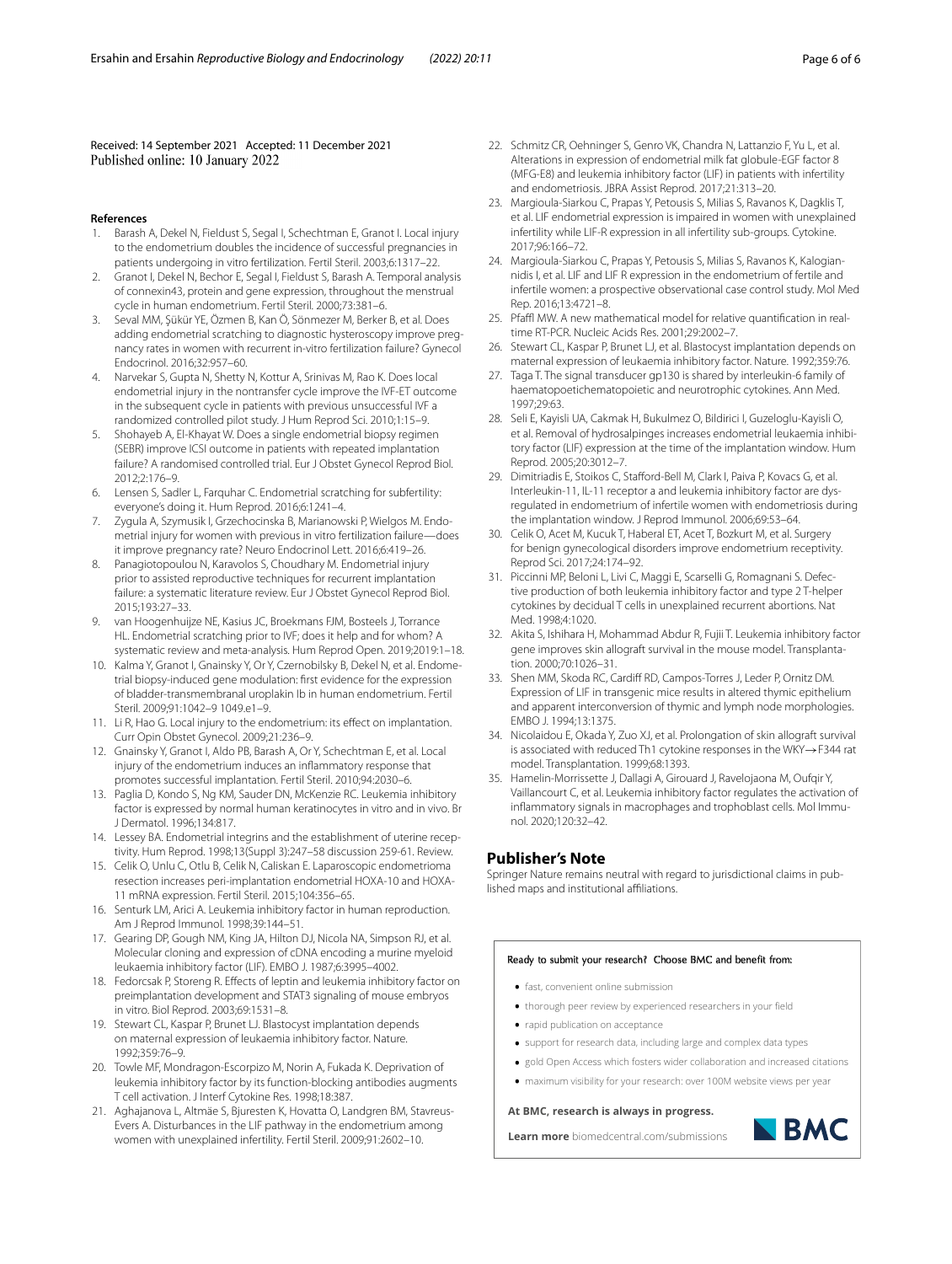Received: 14 September 2021 Accepted: 11 December 2021
Published online: 10 January 2022

#### References

1. Barash A, Dekel N, Fieldust S, Segal I, Schechtman E, Granot I. Local injury to the endometrium doubles the incidence of successful pregnancies in patients undergoing in vitro fertilization. Fertil Steril. 2003;6:1317–22.
2. Granot I, Dekel N, Bechor E, Segal I, Fieldust S, Barash A. Temporal analysis of connexin43, protein and gene expression, throughout the menstrual cycle in human endometrium. Fertil Steril. 2000;73:381–6.
3. Seval MM, Şükür YE, Özmen B, Kan Ö, Sönmezer M, Berker B, et al. Does adding endometrial scratching to diagnostic hysteroscopy improve pregnancy rates in women with recurrent in-vitro fertilization failure? Gynecol Endocrinol. 2016;32:957–60.
4. Narvekar S, Gupta N, Shetty N, Kottur A, Srinivas M, Rao K. Does local endometrial injury in the nontransfer cycle improve the IVF-ET outcome in the subsequent cycle in patients with previous unsuccessful IVF a randomized controlled pilot study. J Hum Reprod Sci. 2010;1:15–9.
5. Shohayeb A, El-Khayat W. Does a single endometrial biopsy regimen (SEBR) improve ICSI outcome in patients with repeated implantation failure? A randomised controlled trial. Eur J Obstet Gynecol Reprod Biol. 2012;2:176–9.
6. Lensen S, Sadler L, Farquhar C. Endometrial scratching for subfertility: everyone's doing it. Hum Reprod. 2016;6:1241–4.
7. Zygula A, Szymusik I, Grzechocinska B, Marianowski P, Wielgos M. Endometrial injury for women with previous in vitro fertilization failure—does it improve pregnancy rate? Neuro Endocrinol Lett. 2016;6:419–26.
8. Panagiotopoulou N, Karavolos S, Choudhary M. Endometrial injury prior to assisted reproductive techniques for recurrent implantation failure: a systematic literature review. Eur J Obstet Gynecol Reprod Biol. 2015;193:27–33.
9. van Hoogenhuijze NE, Kasius JC, Broekmans FJM, Bosteels J, Torrance HL. Endometrial scratching prior to IVF; does it help and for whom? A systematic review and meta-analysis. Hum Reprod Open. 2019;2019:1–18.
10. Kalma Y, Granot I, Gnainsky Y, Or Y, Czernobilsky B, Dekel N, et al. Endometrial biopsy-induced gene modulation: first evidence for the expression of bladder-transmembranal uroplakin Ib in human endometrium. Fertil Steril. 2009;91:1042–9 1049.e1–9.
11. Li R, Hao G. Local injury to the endometrium: its effect on implantation. Curr Opin Obstet Gynecol. 2009;21:236–9.
12. Gnainsky Y, Granot I, Aldo PB, Barash A, Or Y, Schechtman E, et al. Local injury of the endometrium induces an inflammatory response that promotes successful implantation. Fertil Steril. 2010;94:2030–6.
13. Paglia D, Kondo S, Ng KM, Sauder DN, McKenzie RC. Leukemia inhibitory factor is expressed by normal human keratinocytes in vitro and in vivo. Br J Dermatol. 1996;134:817.
14. Lessey BA. Endometrial integrins and the establishment of uterine receptivity. Hum Reprod. 1998;13(Suppl 3):247–58 discussion 259-61. Review.
15. Celik O, Unlu C, Otlu B, Celik N, Caliskan E. Laparoscopic endometrioma resection increases peri-implantation endometrial HOXA-10 and HOXA-11 mRNA expression. Fertil Steril. 2015;104:356–65.
16. Senturk LM, Arici A. Leukemia inhibitory factor in human reproduction. Am J Reprod Immunol. 1998;39:144–51.
17. Gearing DP, Gough NM, King JA, Hilton DJ, Nicola NA, Simpson RJ, et al. Molecular cloning and expression of cDNA encoding a murine myeloid leukaemia inhibitory factor (LIF). EMBO J. 1987;6:3995–4002.
18. Fedorcsak P, Storeng R. Effects of leptin and leukemia inhibitory factor on preimplantation development and STAT3 signaling of mouse embryos in vitro. Biol Reprod. 2003;69:1531–8.
19. Stewart CL, Kaspar P, Brunet LJ. Blastocyst implantation depends on maternal expression of leukaemia inhibitory factor. Nature. 1992;359:76–9.
20. Towle MF, Mondragon-Escorpizo M, Norin A, Fukada K. Deprivation of leukemia inhibitory factor by its function-blocking antibodies augments T cell activation. J Interf Cytokine Res. 1998;18:387.
21. Aghajanova L, Altmäe S, Bjuresten K, Hovatta O, Landgren BM, Stavreus-Evers A. Disturbances in the LIF pathway in the endometrium among women with unexplained infertility. Fertil Steril. 2009;91:2602–10.
22. Schmitz CR, Oehninger S, Genro VK, Chandra N, Lattanzio F, Yu L, et al. Alterations in expression of endometrial milk fat globule-EGF factor 8 (MFG-E8) and leukemia inhibitory factor (LIF) in patients with infertility and endometriosis. JBRA Assist Reprod. 2017;21:313–20.
23. Margioula-Siarkou C, Prapas Y, Petousis S, Milias S, Ravanos K, Dagklis T, et al. LIF endometrial expression is impaired in women with unexplained infertility while LIF-R expression in all infertility sub-groups. Cytokine. 2017;96:166–72.
24. Margioula-Siarkou C, Prapas Y, Petousis S, Milias S, Ravanos K, Kalogiannidis I, et al. LIF and LIF R expression in the endometrium of fertile and infertile women: a prospective observational case control study. Mol Med Rep. 2016;13:4721–8.
25. Pfaffl MW. A new mathematical model for relative quantification in real-time RT-PCR. Nucleic Acids Res. 2001;29:2002–7.
26. Stewart CL, Kaspar P, Brunet LJ, et al. Blastocyst implantation depends on maternal expression of leukaemia inhibitory factor. Nature. 1992;359:76.
27. Taga T. The signal transducer gp130 is shared by interleukin-6 family of haematopoetichematopoietic and neurotrophic cytokines. Ann Med. 1997;29:63.
28. Seli E, Kayisli UA, Cakmak H, Bukulmez O, Bildirici I, Guzeloglu-Kayisli O, et al. Removal of hydrosalpinges increases endometrial leukaemia inhibitory factor (LIF) expression at the time of the implantation window. Hum Reprod. 2005;20:3012–7.
29. Dimitriadis E, Stoikos C, Stafford-Bell M, Clark I, Paiva P, Kovacs G, et al. Interleukin-11, IL-11 receptor a and leukemia inhibitory factor are dysregulated in endometrium of infertile women with endometriosis during the implantation window. J Reprod Immunol. 2006;69:53–64.
30. Celik O, Acet M, Kucuk T, Haberal ET, Acet T, Bozkurt M, et al. Surgery for benign gynecological disorders improve endometrium receptivity. Reprod Sci. 2017;24:174–92.
31. Piccinni MP, Beloni L, Livi C, Maggi E, Scarselli G, Romagnani S. Defective production of both leukemia inhibitory factor and type 2 T-helper cytokines by decidual T cells in unexplained recurrent abortions. Nat Med. 1998;4:1020.
32. Akita S, Ishihara H, Mohammad Abdur R, Fujii T. Leukemia inhibitory factor gene improves skin allograft survival in the mouse model. Transplantation. 2000;70:1026–31.
33. Shen MM, Skoda RC, Cardiff RD, Campos-Torres J, Leder P, Ornitz DM. Expression of LIF in transgenic mice results in altered thymic epithelium and apparent interconversion of thymic and lymph node morphologies. EMBO J. 1994;13:1375.
34. Nicolaidou E, Okada Y, Zuo XJ, et al. Prolongation of skin allograft survival is associated with reduced Th1 cytokine responses in the WKY→F344 rat model. Transplantation. 1999;68:1393.
35. Hamelin-Morrissette J, Dallagi A, Girouard J, Ravelojaona M, Oufqir Y, Vaillancourt C, et al. Leukemia inhibitory factor regulates the activation of inflammatory signals in macrophages and trophoblast cells. Mol Immunol. 2020;120:32–42.

## Publisher's Note

Springer Nature remains neutral with regard to jurisdictional claims in published maps and institutional affiliations.

Ready to submit your research? Choose BMC and benefit from:

- fast, convenient online submission
- thorough peer review by experienced researchers in your field
- rapid publication on acceptance
- support for research data, including large and complex data types
- gold Open Access which fosters wider collaboration and increased citations
- maximum visibility for your research: over 100M website views per year

**At BMC, research is always in progress.**

**Learn more** biomedcentral.com/submissions

BMC